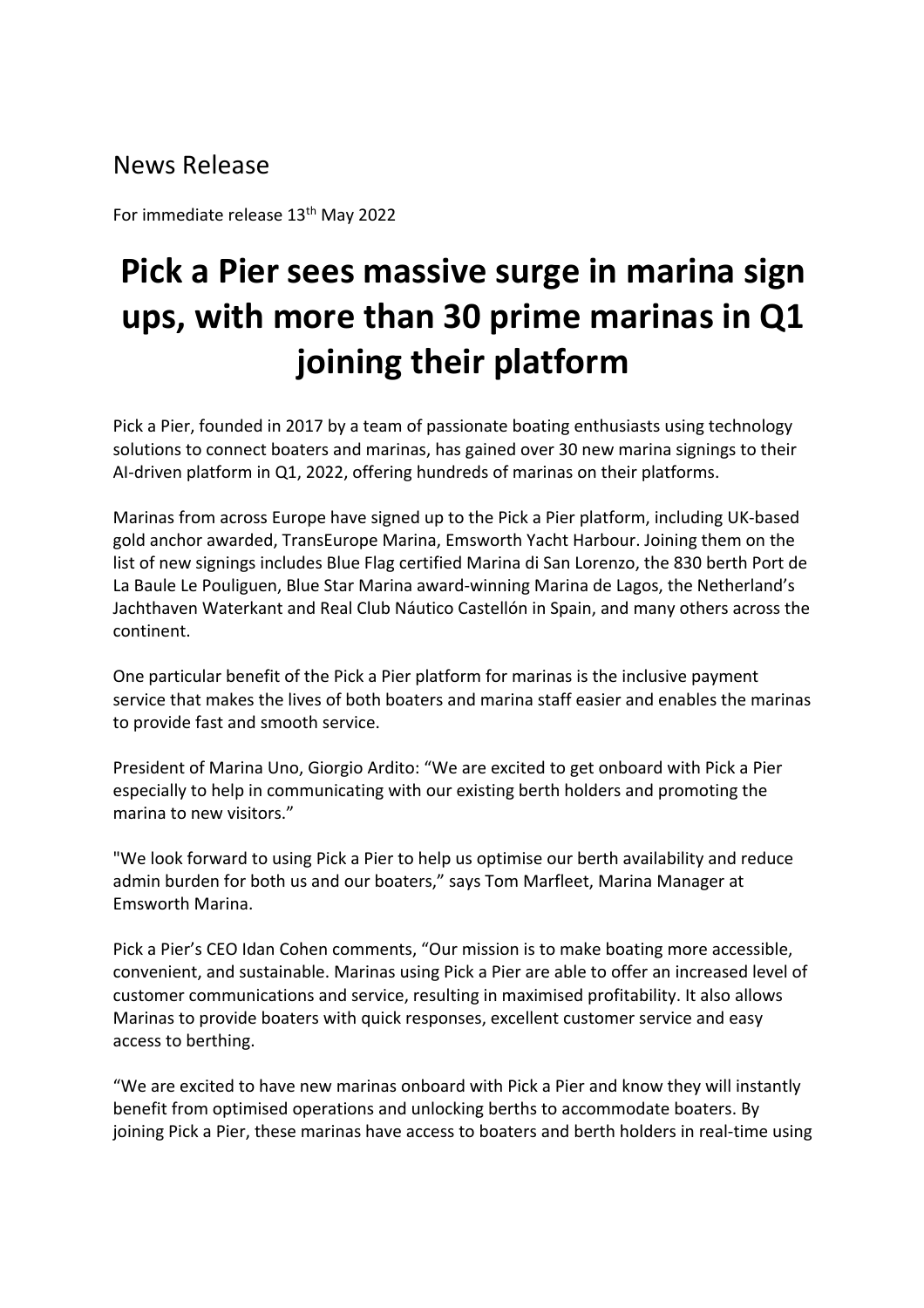News Release

For immediate release 13th May 2022

# Pick a Pier sees massive surge in marina sign ups, with more than 30 prime marinas in Q1 joining their platform

Pick a Pier, founded in 2017 by a team of passionate boating enthusiasts using technology solutions to connect boaters and marinas, has gained over 30 new marina signings to their AI-driven platform in Q1, 2022, offering hundreds of marinas on their platforms.

Marinas from across Europe have signed up to the Pick a Pier platform, including UK-based gold anchor awarded, TransEurope Marina, Emsworth Yacht Harbour. Joining them on the list of new signings includes Blue Flag certified Marina di San Lorenzo, the 830 berth Port de La Baule Le Pouliguen, Blue Star Marina award-winning Marina de Lagos, the Netherland's Jachthaven Waterkant and Real Club Náutico Castellón in Spain, and many others across the continent.

One particular benefit of the Pick a Pier platform for marinas is the inclusive payment service that makes the lives of both boaters and marina staff easier and enables the marinas to provide fast and smooth service.

President of Marina Uno, Giorgio Ardito: "We are excited to get onboard with Pick a Pier especially to help in communicating with our existing berth holders and promoting the marina to new visitors."

"We look forward to using Pick a Pier to help us optimise our berth availability and reduce admin burden for both us and our boaters," says Tom Marfleet, Marina Manager at Emsworth Marina.

Pick a Pier's CEO Idan Cohen comments, "Our mission is to make boating more accessible, convenient, and sustainable. Marinas using Pick a Pier are able to offer an increased level of customer communications and service, resulting in maximised profitability. It also allows Marinas to provide boaters with quick responses, excellent customer service and easy access to berthing.

"We are excited to have new marinas onboard with Pick a Pier and know they will instantly benefit from optimised operations and unlocking berths to accommodate boaters. By joining Pick a Pier, these marinas have access to boaters and berth holders in real-time using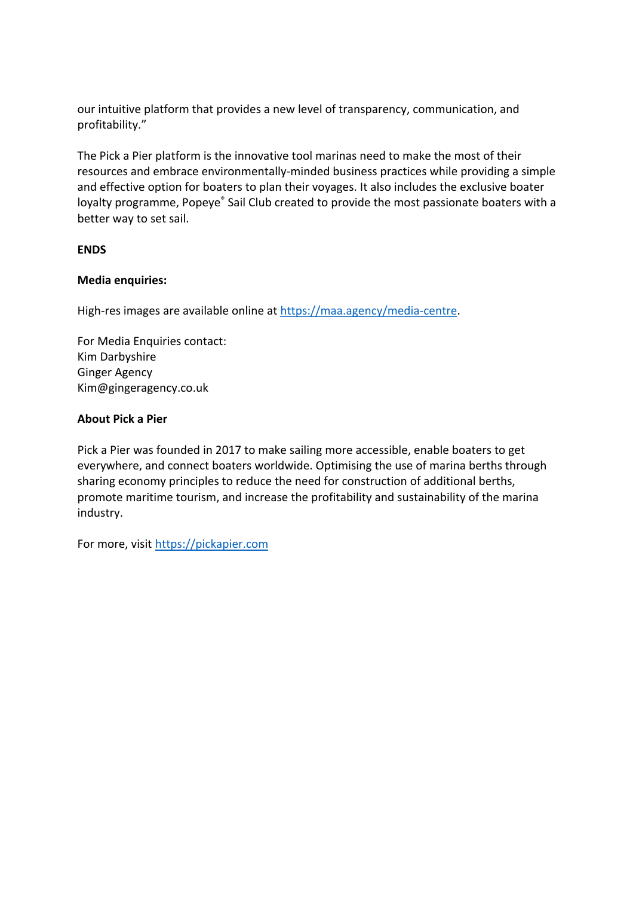our intuitive platform that provides a new level of transparency, communication, and profitability."

The Pick a Pier platform is the innovative tool marinas need to make the most of their resources and embrace environmentally-minded business practices while providing a simple and effective option for boaters to plan their voyages. It also includes the exclusive boater loyalty programme, Popeye® Sail Club created to provide the most passionate boaters with a better way to set sail.

**ENDS**

**Media enquiries:**

High-res images are available online at https://maa.agency/media-centre.

For Media Enquiries contact:
Kim Darbyshire
Ginger Agency
Kim@gingeragency.co.uk

**About Pick a Pier**

Pick a Pier was founded in 2017 to make sailing more accessible, enable boaters to get everywhere, and connect boaters worldwide. Optimising the use of marina berths through sharing economy principles to reduce the need for construction of additional berths, promote maritime tourism, and increase the profitability and sustainability of the marina industry.

For more, visit https://pickapier.com